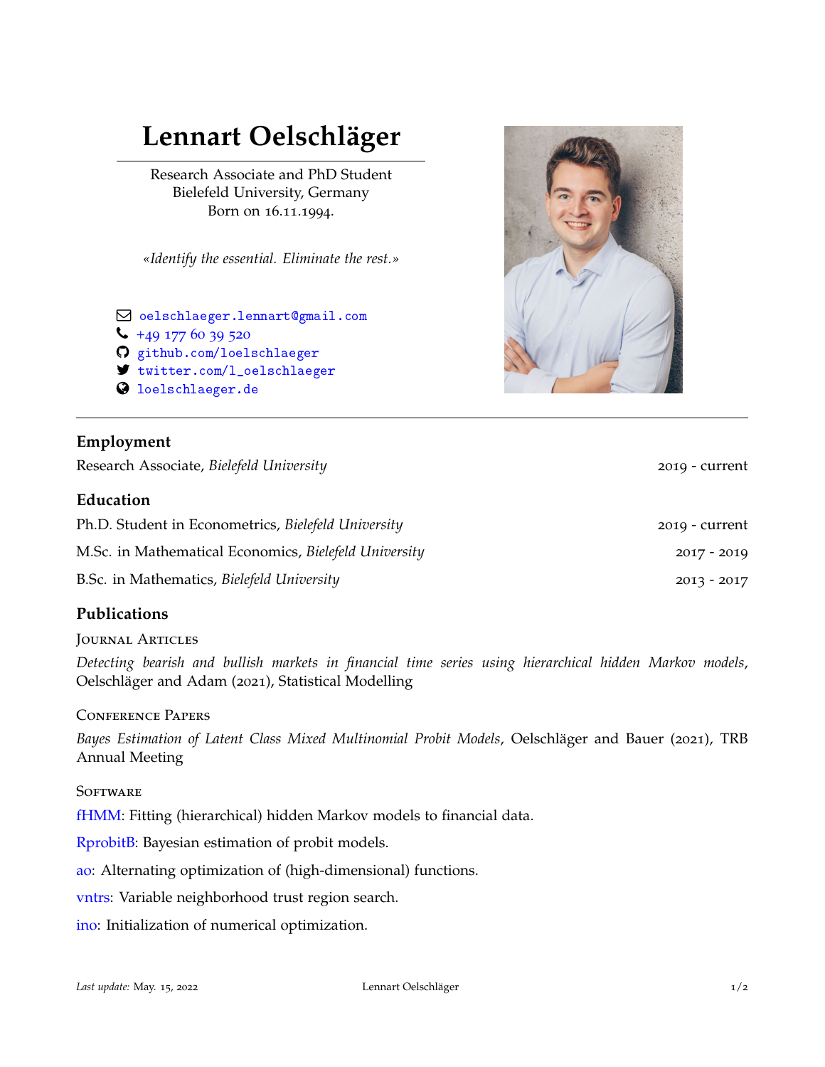# Lennart Oelschläger

Research Associate and PhD Student
Bielefeld University, Germany
Born on 16.11.1994.

*«Identify the essential. Eliminate the rest.»*

- oelschlaeger.lennart@gmail.com
- +49 177 60 39 520
- github.com/loelschlaeger
- twitter.com/l_oelschlaeger
- loelschlaeger.de

---

## Employment

Research Associate, *Bielefeld University* — 2019 - current

## Education

Ph.D. Student in Econometrics, *Bielefeld University* — 2019 - current

M.Sc. in Mathematical Economics, *Bielefeld University* — 2017 - 2019

B.Sc. in Mathematics, *Bielefeld University* — 2013 - 2017

## Publications

### Journal Articles

*Detecting bearish and bullish markets in financial time series using hierarchical hidden Markov models*, Oelschläger and Adam (2021), Statistical Modelling

### Conference Papers

*Bayes Estimation of Latent Class Mixed Multinomial Probit Models*, Oelschläger and Bauer (2021), TRB Annual Meeting

### Software

fHMM: Fitting (hierarchical) hidden Markov models to financial data.

RprobitB: Bayesian estimation of probit models.

ao: Alternating optimization of (high-dimensional) functions.

vntrs: Variable neighborhood trust region search.

ino: Initialization of numerical optimization.

*Last update:* May. 15, 2022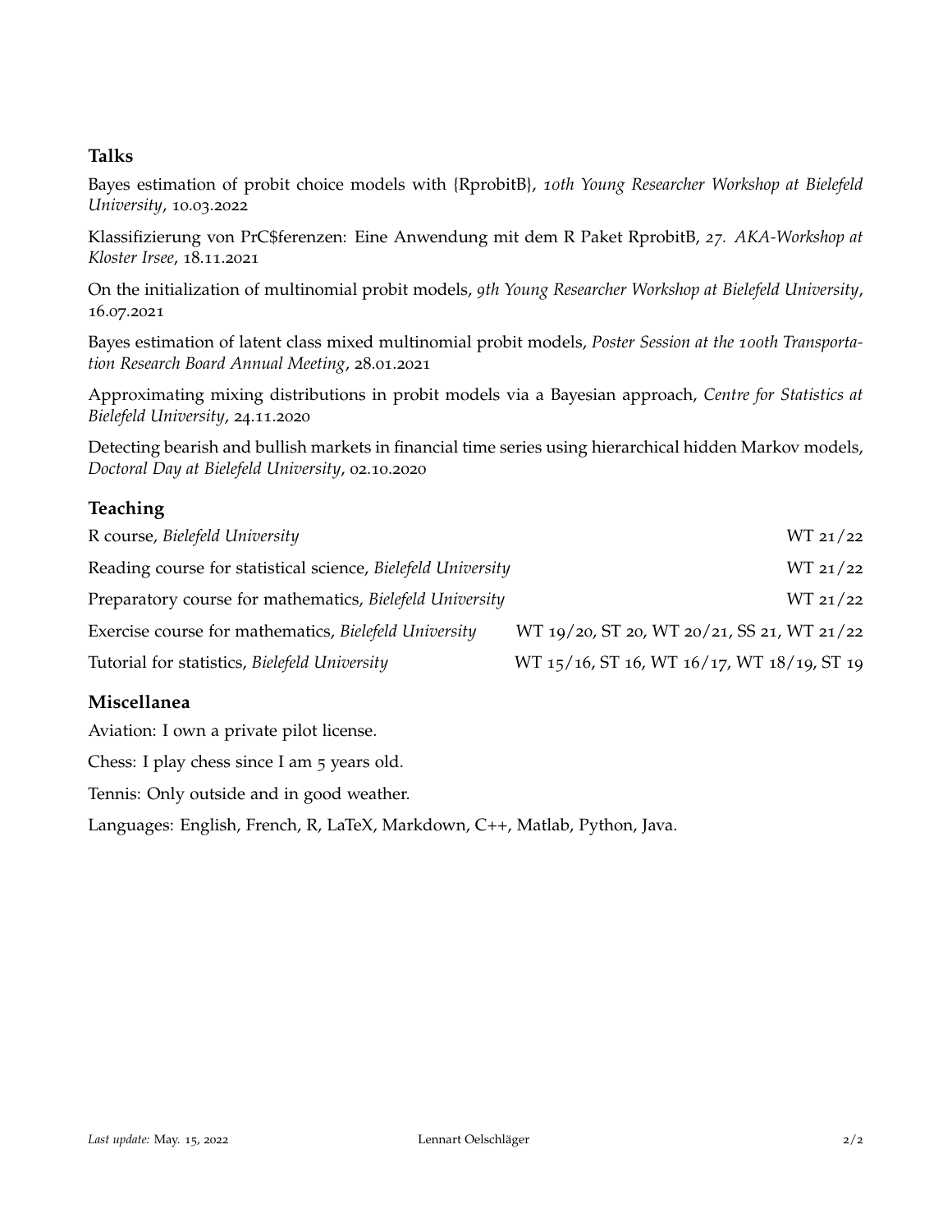## Talks

Bayes estimation of probit choice models with {RprobitB}, *10th Young Researcher Workshop at Bielefeld University*, 10.03.2022

Klassifizierung von PrC$ferenzen: Eine Anwendung mit dem R Paket RprobitB, *27. AKA-Workshop at Kloster Irsee*, 18.11.2021

On the initialization of multinomial probit models, *9th Young Researcher Workshop at Bielefeld University*, 16.07.2021

Bayes estimation of latent class mixed multinomial probit models, *Poster Session at the 100th Transportation Research Board Annual Meeting*, 28.01.2021

Approximating mixing distributions in probit models via a Bayesian approach, *Centre for Statistics at Bielefeld University*, 24.11.2020

Detecting bearish and bullish markets in financial time series using hierarchical hidden Markov models, *Doctoral Day at Bielefeld University*, 02.10.2020

## Teaching

| | |
|---|---|
| R course, *Bielefeld University* | WT 21/22 |
| Reading course for statistical science, *Bielefeld University* | WT 21/22 |
| Preparatory course for mathematics, *Bielefeld University* | WT 21/22 |
| Exercise course for mathematics, *Bielefeld University* | WT 19/20, ST 20, WT 20/21, SS 21, WT 21/22 |
| Tutorial for statistics, *Bielefeld University* | WT 15/16, ST 16, WT 16/17, WT 18/19, ST 19 |

## Miscellanea

Aviation: I own a private pilot license.

Chess: I play chess since I am 5 years old.

Tennis: Only outside and in good weather.

Languages: English, French, R, LaTeX, Markdown, C++, Matlab, Python, Java.

*Last update:* May. 15, 2022